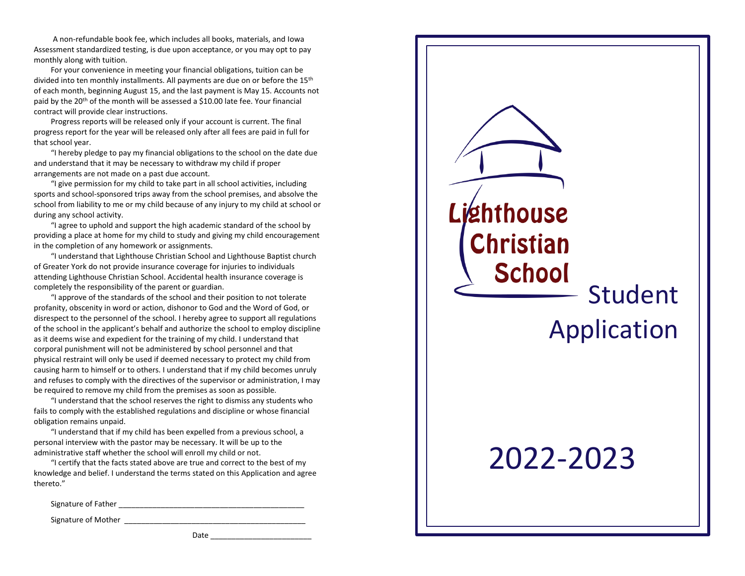A non-refundable book fee, which includes all books, materials, and Iowa Assessment standardized testing, is due upon acceptance, or you may opt to pay monthly along with tuition.

For your convenience in meeting your financial obligations, tuition can be divided into ten monthly installments. All payments are due on or before the 15th of each month, beginning August 15, and the last payment is May 15. Accounts not paid by the 20th of the month will be assessed a $10.00 late fee. Your financial contract will provide clear instructions.

Progress reports will be released only if your account is current. The final progress report for the year will be released only after all fees are paid in full for that school year.

"I hereby pledge to pay my financial obligations to the school on the date due and understand that it may be necessary to withdraw my child if proper arrangements are not made on a past due account.

"I give permission for my child to take part in all school activities, including sports and school-sponsored trips away from the school premises, and absolve the school from liability to me or my child because of any injury to my child at school or during any school activity.

"I agree to uphold and support the high academic standard of the school by providing a place at home for my child to study and giving my child encouragement in the completion of any homework or assignments.

"I understand that Lighthouse Christian School and Lighthouse Baptist church of Greater York do not provide insurance coverage for injuries to individuals attending Lighthouse Christian School. Accidental health insurance coverage is completely the responsibility of the parent or guardian.

"I approve of the standards of the school and their position to not tolerate profanity, obscenity in word or action, dishonor to God and the Word of God, or disrespect to the personnel of the school. I hereby agree to support all regulations of the school in the applicant's behalf and authorize the school to employ discipline as it deems wise and expedient for the training of my child. I understand that corporal punishment will not be administered by school personnel and that physical restraint will only be used if deemed necessary to protect my child from causing harm to himself or to others. I understand that if my child becomes unruly and refuses to comply with the directives of the supervisor or administration, I may be required to remove my child from the premises as soon as possible.

"I understand that the school reserves the right to dismiss any students who fails to comply with the established regulations and discipline or whose financial obligation remains unpaid.

"I understand that if my child has been expelled from a previous school, a personal interview with the pastor may be necessary. It will be up to the administrative staff whether the school will enroll my child or not.

"I certify that the facts stated above are true and correct to the best of my knowledge and belief. I understand the terms stated on this Application and agree thereto."

Signature of Father ____________________________________________

Signature of Mother ___________________________________________

Date _______________________

# Lighthouse Christian School

# Student Application

# 2022-2023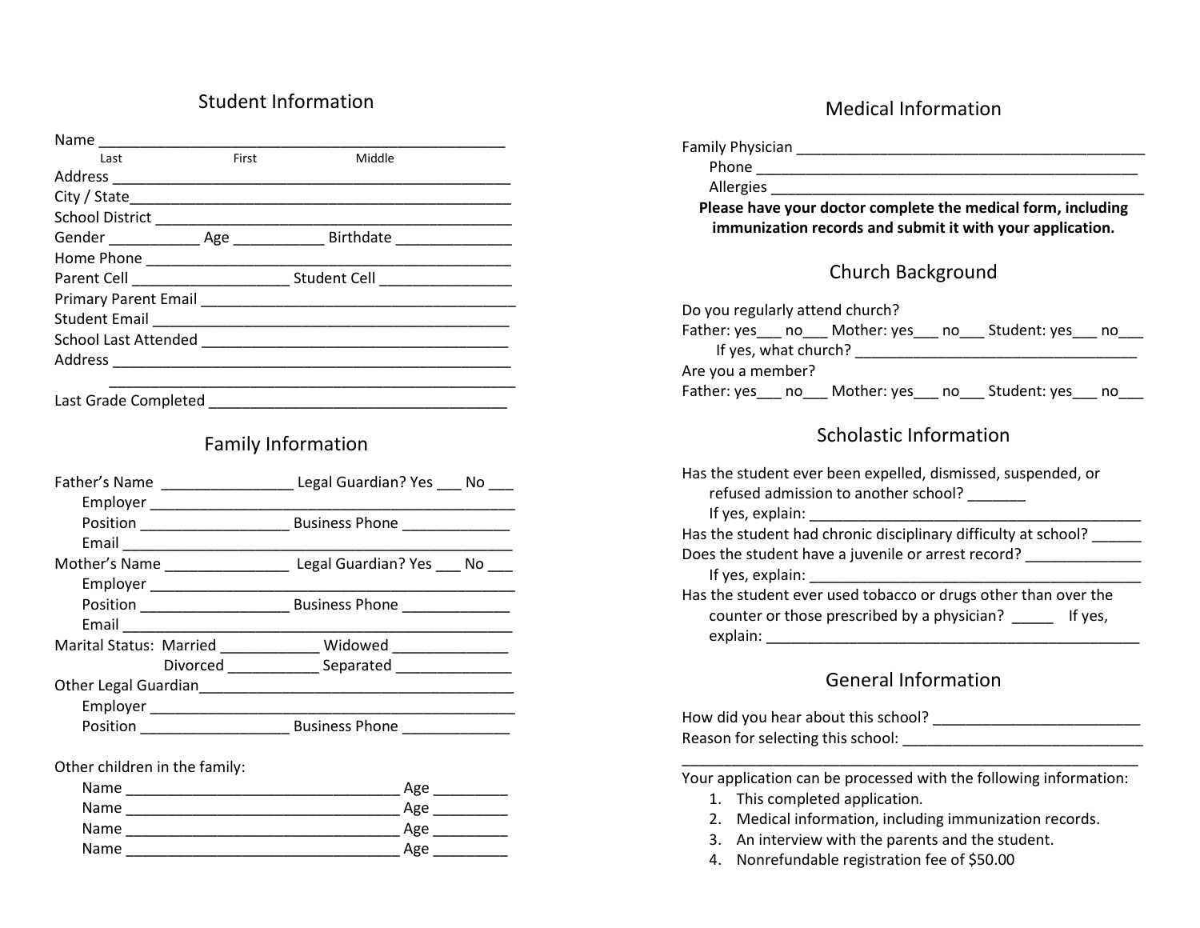## Student Information

Name ______________________________________________
Last First Middle

Address ______________________________________________

City / State______________________________________________

School District ______________________________________________

Gender __________ Age __________ Birthdate _____________

Home Phone ______________________________________________

Parent Cell _________________ Student Cell _______________

Primary Parent Email ______________________________________

Student Email ______________________________________________

School Last Attended ______________________________________

Address ______________________________________________

______________________________________________

Last Grade Completed ______________________________________

## Family Information

Father's Name _______________ Legal Guardian? Yes ___ No ___

Employer ______________________________________________

Position _________________ Business Phone _____________

Email ______________________________________________

Mother's Name ______________ Legal Guardian? Yes ___ No ___

Employer ______________________________________________

Position _________________ Business Phone _____________

Email ______________________________________________

Marital Status: Married ___________ Widowed _____________

Divorced __________ Separated _____________

Other Legal Guardian______________________________________

Employer ______________________________________________

Position _________________ Business Phone _____________

Other children in the family:

Name ________________________________ Age ________

Name ________________________________ Age ________

Name ________________________________ Age ________

Name ________________________________ Age ________

## Medical Information

Family Physician ______________________________________________

Phone ______________________________________________

Allergies ______________________________________________

**Please have your doctor complete the medical form, including immunization records and submit it with your application.**

## Church Background

Do you regularly attend church?

Father: yes___ no___ Mother: yes___ no___ Student: yes___ no___

If yes, what church? __________________________________

Are you a member?

Father: yes___ no___ Mother: yes___ no___ Student: yes___ no___

## Scholastic Information

Has the student ever been expelled, dismissed, suspended, or refused admission to another school? _______

If yes, explain: ________________________________________

Has the student had chronic disciplinary difficulty at school? ______

Does the student have a juvenile or arrest record? _____________

If yes, explain: ________________________________________

Has the student ever used tobacco or drugs other than over the counter or those prescribed by a physician? _____ If yes, explain: ______________________________________________

## General Information

How did you hear about this school? _________________________

Reason for selecting this school: ______________________________

______________________________________________________

Your application can be processed with the following information:

1. This completed application.
2. Medical information, including immunization records.
3. An interview with the parents and the student.
4. Nonrefundable registration fee of $50.00